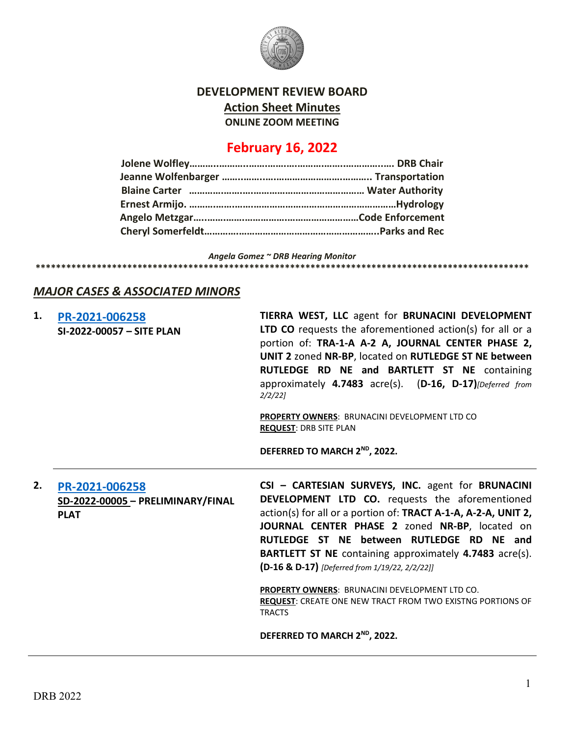# DEVELOPMENT REVIEW BOARD

## Action Sheet Minutes

**ONLINE ZOOM MEETING**

## February 16, 2022

**Jolene Wolfley……………………………………………………………. DRB Chair**
**Jeanne Wolfenbarger ……………………………………………….. Transportation**
**Blaine Carter ………………………………………………………… Water Authority**
**Ernest Armijo. ……………………………………………………………………Hydrology**
**Angelo Metzgar………………………………………………………Code Enforcement**
**Cheryl Somerfeldt………………………………………………………..Parks and Rec**

*Angela Gomez ~ DRB Hearing Monitor*

****************************************************************************************************

## *MAJOR CASES & ASSOCIATED MINORS*

**1.** **PR-2021-006258**
**SI-2022-00057 – SITE PLAN**

**TIERRA WEST, LLC** agent for **BRUNACINI DEVELOPMENT LTD CO** requests the aforementioned action(s) for all or a portion of: **TRA-1-A A-2 A, JOURNAL CENTER PHASE 2, UNIT 2** zoned **NR-BP**, located on **RUTLEDGE ST NE between RUTLEDGE RD NE and BARTLETT ST NE** containing approximately **4.7483** acre(s). **(D-16, D-17)***[Deferred from 2/2/22]*

**PROPERTY OWNERS**: BRUNACINI DEVELOPMENT LTD CO
**REQUEST**: DRB SITE PLAN

**DEFERRED TO MARCH 2ND, 2022.**

---

**2.** **PR-2021-006258**
**SD-2022-00005 – PRELIMINARY/FINAL PLAT**

**CSI – CARTESIAN SURVEYS, INC.** agent for **BRUNACINI DEVELOPMENT LTD CO.** requests the aforementioned action(s) for all or a portion of: **TRACT A-1-A, A-2-A, UNIT 2, JOURNAL CENTER PHASE 2** zoned **NR-BP**, located on **RUTLEDGE ST NE between RUTLEDGE RD NE and BARTLETT ST NE** containing approximately **4.7483** acre(s). **(D-16 & D-17)** *[Deferred from 1/19/22, 2/2/22]]*

**PROPERTY OWNERS**: BRUNACINI DEVELOPMENT LTD CO.
**REQUEST**: CREATE ONE NEW TRACT FROM TWO EXISTNG PORTIONS OF TRACTS

**DEFERRED TO MARCH 2ND, 2022.**

---

DRB 2022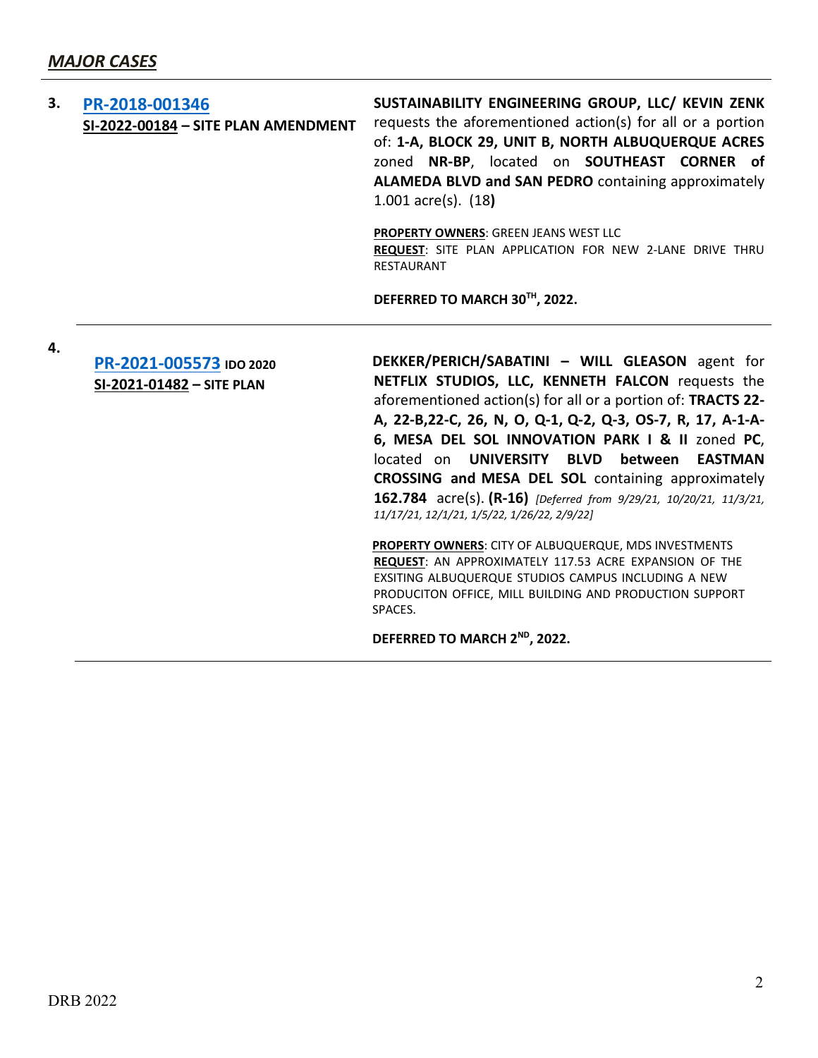## *MAJOR CASES*

**3. PR-2018-001346**
**SI-2022-00184 – SITE PLAN AMENDMENT**

**SUSTAINABILITY ENGINEERING GROUP, LLC/ KEVIN ZENK** requests the aforementioned action(s) for all or a portion of: **1-A, BLOCK 29, UNIT B, NORTH ALBUQUERQUE ACRES** zoned **NR-BP**, located on **SOUTHEAST CORNER of ALAMEDA BLVD and SAN PEDRO** containing approximately 1.001 acre(s). (18**)**

**PROPERTY OWNERS**: GREEN JEANS WEST LLC
**REQUEST**: SITE PLAN APPLICATION FOR NEW 2-LANE DRIVE THRU RESTAURANT

**DEFERRED TO MARCH 30TH, 2022.**

---

**4. PR-2021-005573** **IDO 2020**
**SI-2021-01482 – SITE PLAN**

**DEKKER/PERICH/SABATINI – WILL GLEASON** agent for **NETFLIX STUDIOS, LLC, KENNETH FALCON** requests the aforementioned action(s) for all or a portion of: **TRACTS 22-A, 22-B,22-C, 26, N, O, Q-1, Q-2, Q-3, OS-7, R, 17, A-1-A-6, MESA DEL SOL INNOVATION PARK I & II** zoned **PC**, located on **UNIVERSITY BLVD between EASTMAN CROSSING and MESA DEL SOL** containing approximately **162.784** acre(s). **(R-16)** *[Deferred from 9/29/21, 10/20/21, 11/3/21, 11/17/21, 12/1/21, 1/5/22, 1/26/22, 2/9/22]*

**PROPERTY OWNERS**: CITY OF ALBUQUERQUE, MDS INVESTMENTS
**REQUEST**: AN APPROXIMATELY 117.53 ACRE EXPANSION OF THE EXSITING ALBUQUERQUE STUDIOS CAMPUS INCLUDING A NEW PRODUCITON OFFICE, MILL BUILDING AND PRODUCTION SUPPORT SPACES.

**DEFERRED TO MARCH 2ND, 2022.**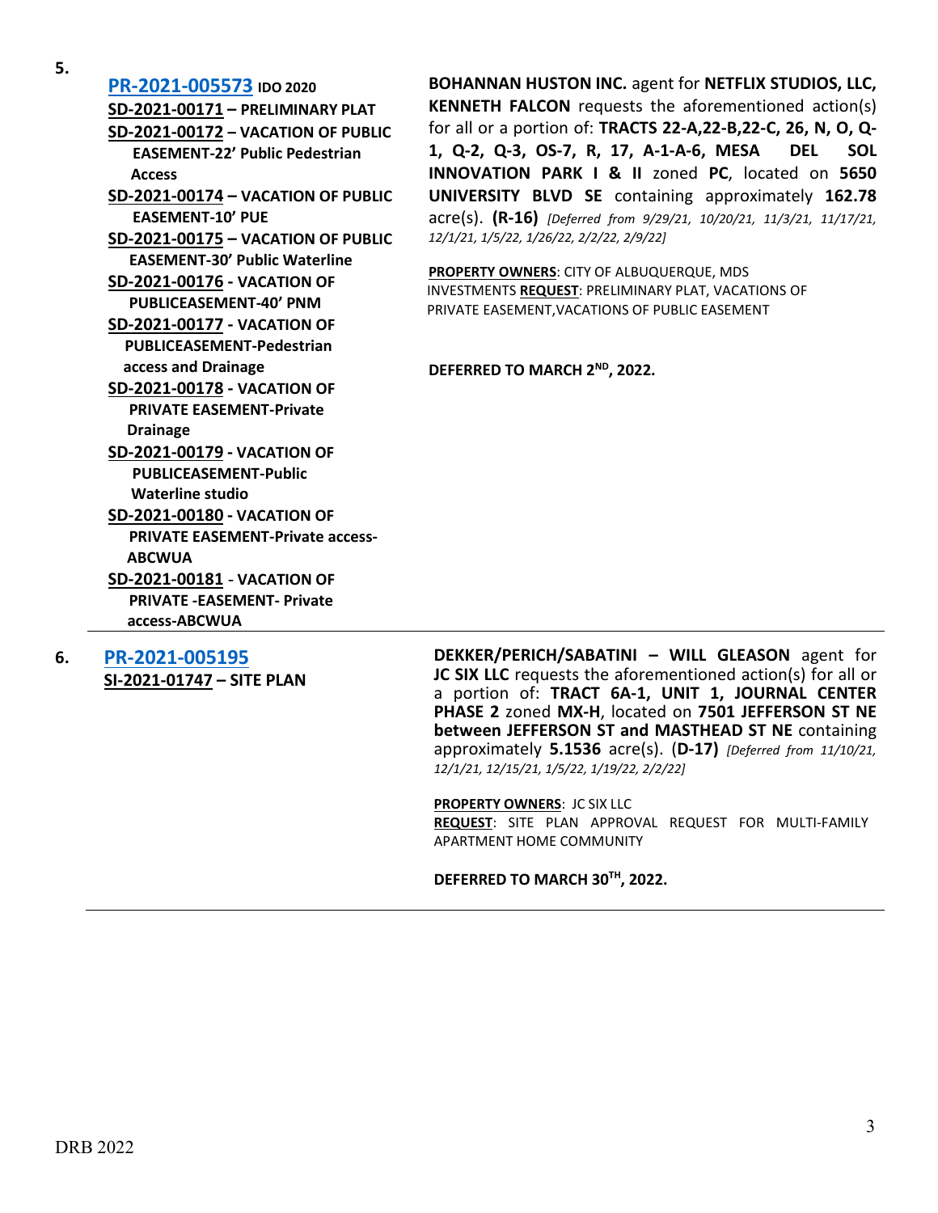**5.**

**PR-2021-005573** **IDO 2020**
**SD-2021-00171 – PRELIMINARY PLAT**
**SD-2021-00172 – VACATION OF PUBLIC EASEMENT-22' Public Pedestrian Access**
**SD-2021-00174 – VACATION OF PUBLIC EASEMENT-10' PUE**
**SD-2021-00175 – VACATION OF PUBLIC EASEMENT-30' Public Waterline**
**SD-2021-00176 - VACATION OF PUBLICEASEMENT-40' PNM**
**SD-2021-00177 - VACATION OF PUBLICEASEMENT-Pedestrian access and Drainage**
**SD-2021-00178 - VACATION OF PRIVATE EASEMENT-Private Drainage**
**SD-2021-00179 - VACATION OF PUBLICEASEMENT-Public Waterline studio**
**SD-2021-00180 - VACATION OF PRIVATE EASEMENT-Private access-ABCWUA**
**SD-2021-00181 - VACATION OF PRIVATE -EASEMENT- Private access-ABCWUA**

**BOHANNAN HUSTON INC.** agent for **NETFLIX STUDIOS, LLC, KENNETH FALCON** requests the aforementioned action(s) for all or a portion of: **TRACTS 22-A,22-B,22-C, 26, N, O, Q-1, Q-2, Q-3, OS-7, R, 17, A-1-A-6, MESA DEL SOL INNOVATION PARK I & II** zoned **PC**, located on **5650 UNIVERSITY BLVD SE** containing approximately **162.78** acre(s). **(R-16)** *[Deferred from 9/29/21, 10/20/21, 11/3/21, 11/17/21, 12/1/21, 1/5/22, 1/26/22, 2/2/22, 2/9/22]*

**PROPERTY OWNERS**: CITY OF ALBUQUERQUE, MDS INVESTMENTS **REQUEST**: PRELIMINARY PLAT, VACATIONS OF PRIVATE EASEMENT,VACATIONS OF PUBLIC EASEMENT

**DEFERRED TO MARCH 2ND, 2022.**

---

**6.**

**PR-2021-005195**
**SI-2021-01747 – SITE PLAN**

**DEKKER/PERICH/SABATINI – WILL GLEASON** agent for **JC SIX LLC** requests the aforementioned action(s) for all or a portion of: **TRACT 6A-1, UNIT 1, JOURNAL CENTER PHASE 2** zoned **MX-H**, located on **7501 JEFFERSON ST NE between JEFFERSON ST and MASTHEAD ST NE** containing approximately **5.1536** acre(s). (**D-17**) *[Deferred from 11/10/21, 12/1/21, 12/15/21, 1/5/22, 1/19/22, 2/2/22]*

**PROPERTY OWNERS**: JC SIX LLC
**REQUEST**: SITE PLAN APPROVAL REQUEST FOR MULTI-FAMILY APARTMENT HOME COMMUNITY

**DEFERRED TO MARCH 30TH, 2022.**

---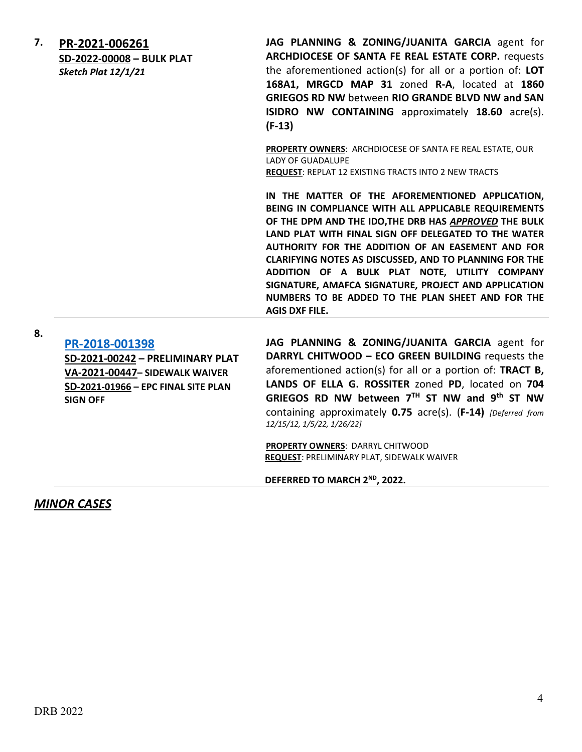| | | |
|---|---|---|
| **7.** | **PR-2021-006261**<br>**SD-2022-00008 – BULK PLAT**<br>***Sketch Plat 12/1/21*** | **JAG PLANNING & ZONING/JUANITA GARCIA** agent for **ARCHDIOCESE OF SANTA FE REAL ESTATE CORP.** requests the aforementioned action(s) for all or a portion of: **LOT 168A1, MRGCD MAP 31** zoned **R-A**, located at **1860 GRIEGOS RD NW** between **RIO GRANDE BLVD NW and SAN ISIDRO NW CONTAINING** approximately **18.60** acre(s). **(F-13)**<br><br>**PROPERTY OWNERS**: ARCHDIOCESE OF SANTA FE REAL ESTATE, OUR LADY OF GUADALUPE<br>**REQUEST**: REPLAT 12 EXISTING TRACTS INTO 2 NEW TRACTS<br><br>**IN THE MATTER OF THE AFOREMENTIONED APPLICATION, BEING IN COMPLIANCE WITH ALL APPLICABLE REQUIREMENTS OF THE DPM AND THE IDO,THE DRB HAS *APPROVED* THE BULK LAND PLAT WITH FINAL SIGN OFF DELEGATED TO THE WATER AUTHORITY FOR THE ADDITION OF AN EASEMENT AND FOR CLARIFYING NOTES AS DISCUSSED, AND TO PLANNING FOR THE ADDITION OF A BULK PLAT NOTE, UTILITY COMPANY SIGNATURE, AMAFCA SIGNATURE, PROJECT AND APPLICATION NUMBERS TO BE ADDED TO THE PLAN SHEET AND FOR THE AGIS DXF FILE.** |
| **8.** | **PR-2018-001398**<br>**SD-2021-00242 – PRELIMINARY PLAT**<br>**VA-2021-00447– SIDEWALK WAIVER**<br>**SD-2021-01966 – EPC FINAL SITE PLAN SIGN OFF** | **JAG PLANNING & ZONING/JUANITA GARCIA** agent for **DARRYL CHITWOOD – ECO GREEN BUILDING** requests the aforementioned action(s) for all or a portion of: **TRACT B, LANDS OF ELLA G. ROSSITER** zoned **PD**, located on **704 GRIEGOS RD NW between 7TH ST NW and 9th ST NW** containing approximately **0.75** acre(s). (**F-14)** *[Deferred from 12/15/12, 1/5/22, 1/26/22]*<br><br>**PROPERTY OWNERS**: DARRYL CHITWOOD<br>**REQUEST**: PRELIMINARY PLAT, SIDEWALK WAIVER<br><br>**DEFERRED TO MARCH 2ND, 2022.** |

## *MINOR CASES*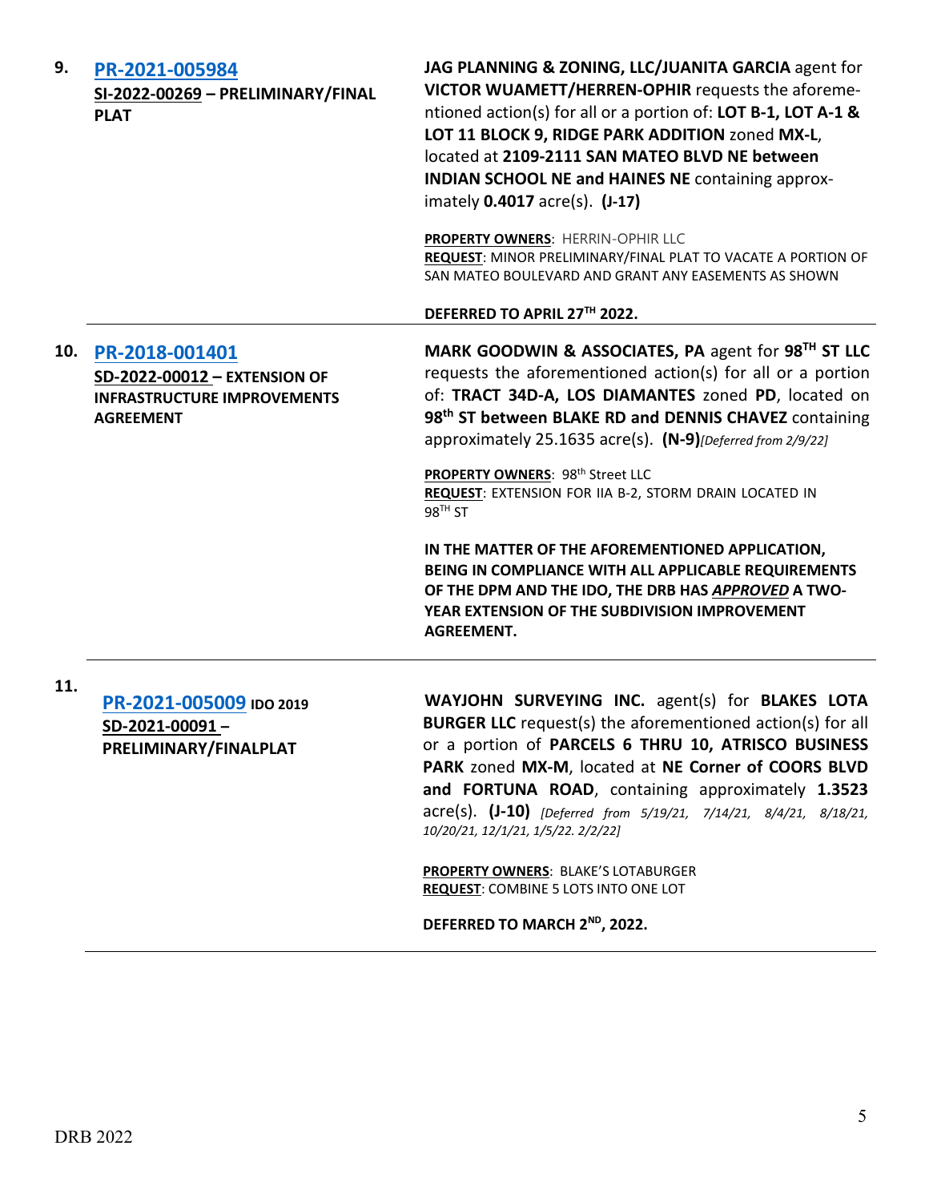**9.** **PR-2021-005984**
**SI-2022-00269 – PRELIMINARY/FINAL PLAT**

**JAG PLANNING & ZONING, LLC/JUANITA GARCIA** agent for **VICTOR WUAMETT/HERREN-OPHIR** requests the aforementioned action(s) for all or a portion of: **LOT B-1, LOT A-1 & LOT 11 BLOCK 9, RIDGE PARK ADDITION** zoned **MX-L**, located at **2109-2111 SAN MATEO BLVD NE between INDIAN SCHOOL NE and HAINES NE** containing approximately **0.4017** acre(s). **(J-17)**

**PROPERTY OWNERS**: HERRIN-OPHIR LLC
**REQUEST**: MINOR PRELIMINARY/FINAL PLAT TO VACATE A PORTION OF SAN MATEO BOULEVARD AND GRANT ANY EASEMENTS AS SHOWN

**DEFERRED TO APRIL 27TH 2022.**

---

**10.** **PR-2018-001401**
**SD-2022-00012 – EXTENSION OF INFRASTRUCTURE IMPROVEMENTS AGREEMENT**

**MARK GOODWIN & ASSOCIATES, PA** agent for **98TH ST LLC** requests the aforementioned action(s) for all or a portion of: **TRACT 34D-A, LOS DIAMANTES** zoned **PD**, located on **98th ST between BLAKE RD and DENNIS CHAVEZ** containing approximately 25.1635 acre(s). **(N-9)** *[Deferred from 2/9/22]*

**PROPERTY OWNERS**: 98th Street LLC
**REQUEST**: EXTENSION FOR IIA B-2, STORM DRAIN LOCATED IN 98TH ST

**IN THE MATTER OF THE AFOREMENTIONED APPLICATION, BEING IN COMPLIANCE WITH ALL APPLICABLE REQUIREMENTS OF THE DPM AND THE IDO, THE DRB HAS *APPROVED* A TWO-YEAR EXTENSION OF THE SUBDIVISION IMPROVEMENT AGREEMENT.**

---

**11.** **PR-2021-005009** **IDO 2019**
**SD-2021-00091 – PRELIMINARY/FINALPLAT**

**WAYJOHN SURVEYING INC.** agent(s) for **BLAKES LOTA BURGER LLC** request(s) the aforementioned action(s) for all or a portion of **PARCELS 6 THRU 10, ATRISCO BUSINESS PARK** zoned **MX-M**, located at **NE Corner of COORS BLVD and FORTUNA ROAD**, containing approximately **1.3523** acre(s). **(J-10)** *[Deferred from 5/19/21, 7/14/21, 8/4/21, 8/18/21, 10/20/21, 12/1/21, 1/5/22. 2/2/22]*

**PROPERTY OWNERS**: BLAKE'S LOTABURGER
**REQUEST**: COMBINE 5 LOTS INTO ONE LOT

**DEFERRED TO MARCH 2ND, 2022.**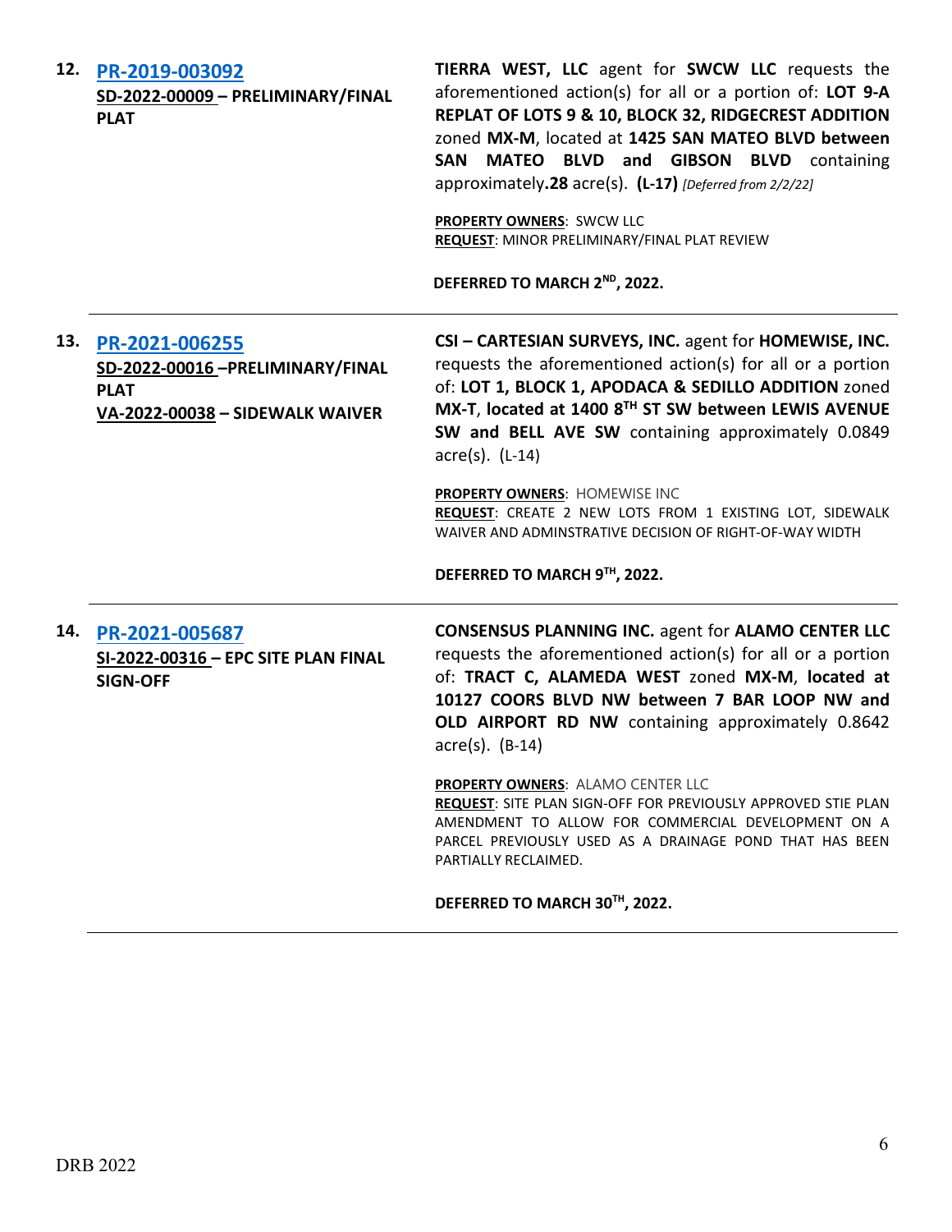**12. PR-2019-003092**
**SD-2022-00009 – PRELIMINARY/FINAL PLAT**

**TIERRA WEST, LLC** agent for **SWCW LLC** requests the aforementioned action(s) for all or a portion of: **LOT 9-A REPLAT OF LOTS 9 & 10, BLOCK 32, RIDGECREST ADDITION** zoned **MX-M**, located at **1425 SAN MATEO BLVD between SAN MATEO BLVD and GIBSON BLVD** containing approximately **.28** acre(s). **(L-17)** *[Deferred from 2/2/22]*

**PROPERTY OWNERS**: SWCW LLC
**REQUEST**: MINOR PRELIMINARY/FINAL PLAT REVIEW

**DEFERRED TO MARCH 2ND, 2022.**

---

**13. PR-2021-006255**
**SD-2022-00016 – PRELIMINARY/FINAL PLAT**
**VA-2022-00038 – SIDEWALK WAIVER**

**CSI – CARTESIAN SURVEYS, INC.** agent for **HOMEWISE, INC.** requests the aforementioned action(s) for all or a portion of: **LOT 1, BLOCK 1, APODACA & SEDILLO ADDITION** zoned **MX-T**, **located at 1400 8TH ST SW between LEWIS AVENUE SW and BELL AVE SW** containing approximately 0.0849 acre(s). (L-14)

**PROPERTY OWNERS**: HOMEWISE INC
**REQUEST**: CREATE 2 NEW LOTS FROM 1 EXISTING LOT, SIDEWALK WAIVER AND ADMINSTRATIVE DECISION OF RIGHT-OF-WAY WIDTH

**DEFERRED TO MARCH 9TH, 2022.**

---

**14. PR-2021-005687**
**SI-2022-00316 – EPC SITE PLAN FINAL SIGN-OFF**

**CONSENSUS PLANNING INC.** agent for **ALAMO CENTER LLC** requests the aforementioned action(s) for all or a portion of: **TRACT C, ALAMEDA WEST** zoned **MX-M**, **located at 10127 COORS BLVD NW between 7 BAR LOOP NW and OLD AIRPORT RD NW** containing approximately 0.8642 acre(s). (B-14)

**PROPERTY OWNERS**: ALAMO CENTER LLC
**REQUEST**: SITE PLAN SIGN-OFF FOR PREVIOUSLY APPROVED STIE PLAN AMENDMENT TO ALLOW FOR COMMERCIAL DEVELOPMENT ON A PARCEL PREVIOUSLY USED AS A DRAINAGE POND THAT HAS BEEN PARTIALLY RECLAIMED.

**DEFERRED TO MARCH 30TH, 2022.**

---

DRB 2022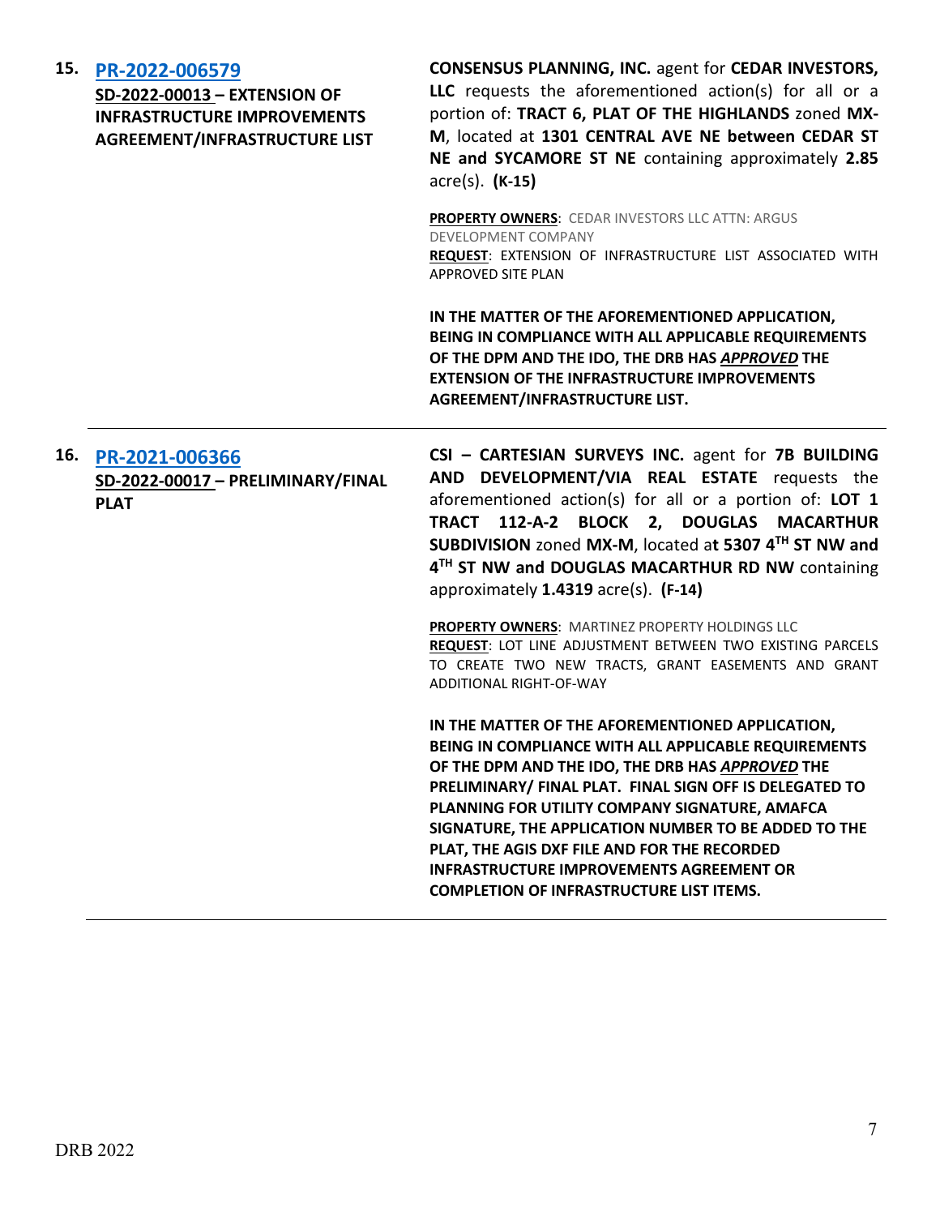**15. [PR-2022-006579](#)**

**SD-2022-00013 – EXTENSION OF INFRASTRUCTURE IMPROVEMENTS AGREEMENT/INFRASTRUCTURE LIST**

**CONSENSUS PLANNING, INC.** agent for **CEDAR INVESTORS, LLC** requests the aforementioned action(s) for all or a portion of: **TRACT 6, PLAT OF THE HIGHLANDS** zoned **MX-M**, located at **1301 CENTRAL AVE NE between CEDAR ST NE and SYCAMORE ST NE** containing approximately **2.85** acre(s). **(K-15)**

**PROPERTY OWNERS**: CEDAR INVESTORS LLC ATTN: ARGUS DEVELOPMENT COMPANY
**REQUEST**: EXTENSION OF INFRASTRUCTURE LIST ASSOCIATED WITH APPROVED SITE PLAN

**IN THE MATTER OF THE AFOREMENTIONED APPLICATION, BEING IN COMPLIANCE WITH ALL APPLICABLE REQUIREMENTS OF THE DPM AND THE IDO, THE DRB HAS *APPROVED* THE EXTENSION OF THE INFRASTRUCTURE IMPROVEMENTS AGREEMENT/INFRASTRUCTURE LIST.**

---

**16. [PR-2021-006366](#)**

**SD-2022-00017 – PRELIMINARY/FINAL PLAT**

**CSI – CARTESIAN SURVEYS INC.** agent for **7B BUILDING AND DEVELOPMENT/VIA REAL ESTATE** requests the aforementioned action(s) for all or a portion of: **LOT 1 TRACT 112-A-2 BLOCK 2, DOUGLAS MACARTHUR SUBDIVISION** zoned **MX-M**, located a**t 5307 4TH ST NW and 4TH ST NW and DOUGLAS MACARTHUR RD NW** containing approximately **1.4319** acre(s). **(F-14)**

**PROPERTY OWNERS**: MARTINEZ PROPERTY HOLDINGS LLC
**REQUEST**: LOT LINE ADJUSTMENT BETWEEN TWO EXISTING PARCELS TO CREATE TWO NEW TRACTS, GRANT EASEMENTS AND GRANT ADDITIONAL RIGHT-OF-WAY

**IN THE MATTER OF THE AFOREMENTIONED APPLICATION, BEING IN COMPLIANCE WITH ALL APPLICABLE REQUIREMENTS OF THE DPM AND THE IDO, THE DRB HAS *APPROVED* THE PRELIMINARY/ FINAL PLAT. FINAL SIGN OFF IS DELEGATED TO PLANNING FOR UTILITY COMPANY SIGNATURE, AMAFCA SIGNATURE, THE APPLICATION NUMBER TO BE ADDED TO THE PLAT, THE AGIS DXF FILE AND FOR THE RECORDED INFRASTRUCTURE IMPROVEMENTS AGREEMENT OR COMPLETION OF INFRASTRUCTURE LIST ITEMS.**

---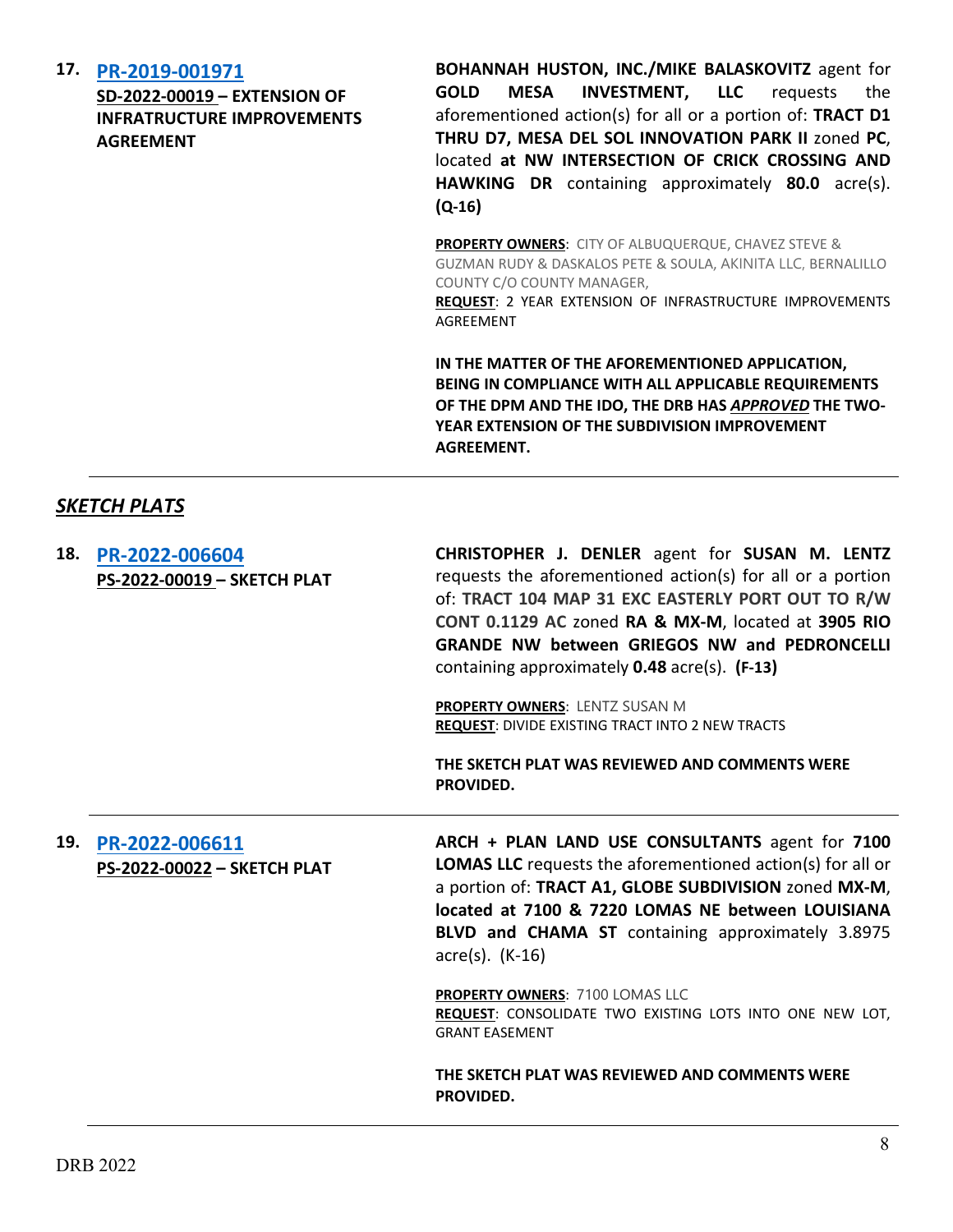**17. PR-2019-001971**
**SD-2022-00019 – EXTENSION OF INFRATRUCTURE IMPROVEMENTS AGREEMENT**

**BOHANNAH HUSTON, INC./MIKE BALASKOVITZ** agent for **GOLD MESA INVESTMENT, LLC** requests the aforementioned action(s) for all or a portion of: **TRACT D1 THRU D7, MESA DEL SOL INNOVATION PARK II** zoned **PC**, located **at NW INTERSECTION OF CRICK CROSSING AND HAWKING DR** containing approximately **80.0** acre(s). **(Q-16)**

**PROPERTY OWNERS**: CITY OF ALBUQUERQUE, CHAVEZ STEVE & GUZMAN RUDY & DASKALOS PETE & SOULA, AKINITA LLC, BERNALILLO COUNTY C/O COUNTY MANAGER,
**REQUEST**: 2 YEAR EXTENSION OF INFRASTRUCTURE IMPROVEMENTS AGREEMENT

**IN THE MATTER OF THE AFOREMENTIONED APPLICATION, BEING IN COMPLIANCE WITH ALL APPLICABLE REQUIREMENTS OF THE DPM AND THE IDO, THE DRB HAS *APPROVED* THE TWO-YEAR EXTENSION OF THE SUBDIVISION IMPROVEMENT AGREEMENT.**

---

## *SKETCH PLATS*

**18. PR-2022-006604**
**PS-2022-00019 – SKETCH PLAT**

**CHRISTOPHER J. DENLER** agent for **SUSAN M. LENTZ** requests the aforementioned action(s) for all or a portion of: **TRACT 104 MAP 31 EXC EASTERLY PORT OUT TO R/W CONT 0.1129 AC** zoned **RA & MX-M**, located at **3905 RIO GRANDE NW between GRIEGOS NW and PEDRONCELLI** containing approximately **0.48** acre(s). **(F-13)**

**PROPERTY OWNERS**: LENTZ SUSAN M
**REQUEST**: DIVIDE EXISTING TRACT INTO 2 NEW TRACTS

**THE SKETCH PLAT WAS REVIEWED AND COMMENTS WERE PROVIDED.**

---

**19. PR-2022-006611**
**PS-2022-00022 – SKETCH PLAT**

**ARCH + PLAN LAND USE CONSULTANTS** agent for **7100 LOMAS LLC** requests the aforementioned action(s) for all or a portion of: **TRACT A1, GLOBE SUBDIVISION** zoned **MX-M**, **located at 7100 & 7220 LOMAS NE between LOUISIANA BLVD and CHAMA ST** containing approximately 3.8975 acre(s). (K-16)

**PROPERTY OWNERS**: 7100 LOMAS LLC
**REQUEST**: CONSOLIDATE TWO EXISTING LOTS INTO ONE NEW LOT, GRANT EASEMENT

**THE SKETCH PLAT WAS REVIEWED AND COMMENTS WERE PROVIDED.**

---

DRB 2022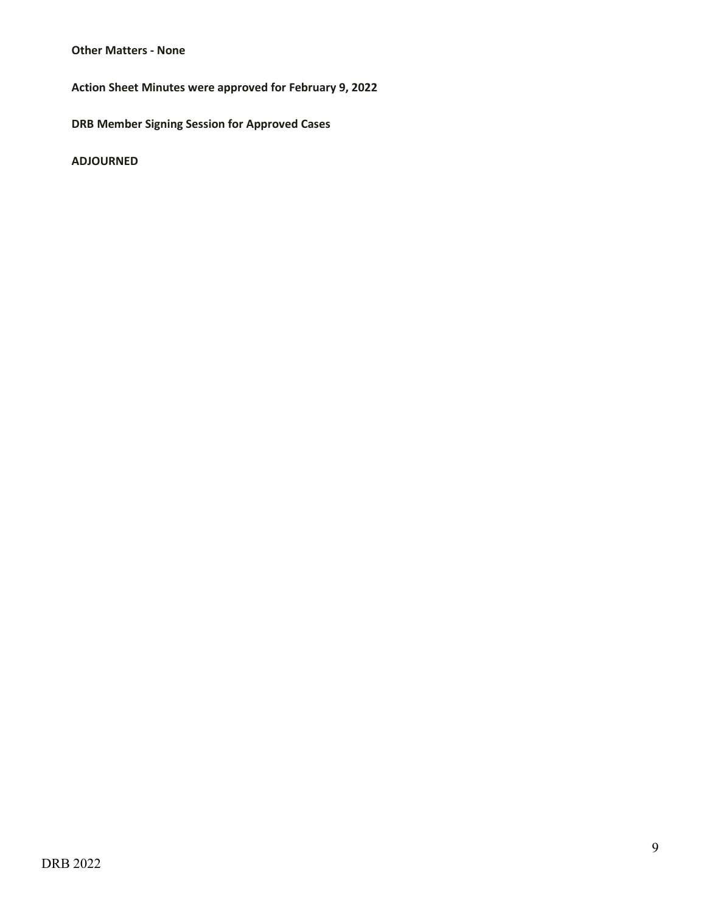**Other Matters - None**

**Action Sheet Minutes were approved for February 9, 2022**

**DRB Member Signing Session for Approved Cases**

**ADJOURNED**